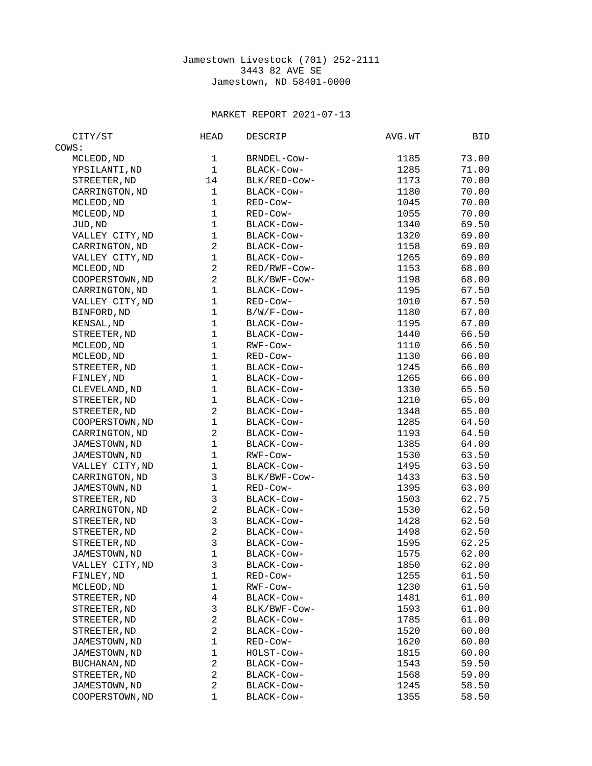Jamestown Livestock (701) 252-2111
3443 82 AVE SE
Jamestown, ND 58401-0000

MARKET REPORT 2021-07-13

| CITY/ST | HEAD | DESCRIP | AVG.WT | BID |
|---|---|---|---|---|
| COWS: | | | | |
| MCLEOD,ND | 1 | BRNDEL-Cow- | 1185 | 73.00 |
| YPSILANTI,ND | 1 | BLACK-Cow- | 1285 | 71.00 |
| STREETER,ND | 14 | BLK/RED-Cow- | 1173 | 70.00 |
| CARRINGTON,ND | 1 | BLACK-Cow- | 1180 | 70.00 |
| MCLEOD,ND | 1 | RED-Cow- | 1045 | 70.00 |
| MCLEOD,ND | 1 | RED-Cow- | 1055 | 70.00 |
| JUD,ND | 1 | BLACK-Cow- | 1340 | 69.50 |
| VALLEY CITY,ND | 1 | BLACK-Cow- | 1320 | 69.00 |
| CARRINGTON,ND | 2 | BLACK-Cow- | 1158 | 69.00 |
| VALLEY CITY,ND | 1 | BLACK-Cow- | 1265 | 69.00 |
| MCLEOD,ND | 2 | RED/RWF-Cow- | 1153 | 68.00 |
| COOPERSTOWN,ND | 2 | BLK/BWF-Cow- | 1198 | 68.00 |
| CARRINGTON,ND | 1 | BLACK-Cow- | 1195 | 67.50 |
| VALLEY CITY,ND | 1 | RED-Cow- | 1010 | 67.50 |
| BINFORD,ND | 1 | B/W/F-Cow- | 1180 | 67.00 |
| KENSAL,ND | 1 | BLACK-Cow- | 1195 | 67.00 |
| STREETER,ND | 1 | BLACK-Cow- | 1440 | 66.50 |
| MCLEOD,ND | 1 | RWF-Cow- | 1110 | 66.50 |
| MCLEOD,ND | 1 | RED-Cow- | 1130 | 66.00 |
| STREETER,ND | 1 | BLACK-Cow- | 1245 | 66.00 |
| FINLEY,ND | 1 | BLACK-Cow- | 1265 | 66.00 |
| CLEVELAND,ND | 1 | BLACK-Cow- | 1330 | 65.50 |
| STREETER,ND | 1 | BLACK-Cow- | 1210 | 65.00 |
| STREETER,ND | 2 | BLACK-Cow- | 1348 | 65.00 |
| COOPERSTOWN,ND | 1 | BLACK-Cow- | 1285 | 64.50 |
| CARRINGTON,ND | 2 | BLACK-Cow- | 1193 | 64.50 |
| JAMESTOWN,ND | 1 | BLACK-Cow- | 1385 | 64.00 |
| JAMESTOWN,ND | 1 | RWF-Cow- | 1530 | 63.50 |
| VALLEY CITY,ND | 1 | BLACK-Cow- | 1495 | 63.50 |
| CARRINGTON,ND | 3 | BLK/BWF-Cow- | 1433 | 63.50 |
| JAMESTOWN,ND | 1 | RED-Cow- | 1395 | 63.00 |
| STREETER,ND | 3 | BLACK-Cow- | 1503 | 62.75 |
| CARRINGTON,ND | 2 | BLACK-Cow- | 1530 | 62.50 |
| STREETER,ND | 3 | BLACK-Cow- | 1428 | 62.50 |
| STREETER,ND | 2 | BLACK-Cow- | 1498 | 62.50 |
| STREETER,ND | 3 | BLACK-Cow- | 1595 | 62.25 |
| JAMESTOWN,ND | 1 | BLACK-Cow- | 1575 | 62.00 |
| VALLEY CITY,ND | 3 | BLACK-Cow- | 1850 | 62.00 |
| FINLEY,ND | 1 | RED-Cow- | 1255 | 61.50 |
| MCLEOD,ND | 1 | RWF-Cow- | 1230 | 61.50 |
| STREETER,ND | 4 | BLACK-Cow- | 1481 | 61.00 |
| STREETER,ND | 3 | BLK/BWF-Cow- | 1593 | 61.00 |
| STREETER,ND | 2 | BLACK-Cow- | 1785 | 61.00 |
| STREETER,ND | 2 | BLACK-Cow- | 1520 | 60.00 |
| JAMESTOWN,ND | 1 | RED-Cow- | 1620 | 60.00 |
| JAMESTOWN,ND | 1 | HOLST-Cow- | 1815 | 60.00 |
| BUCHANAN,ND | 2 | BLACK-Cow- | 1543 | 59.50 |
| STREETER,ND | 2 | BLACK-Cow- | 1568 | 59.00 |
| JAMESTOWN,ND | 2 | BLACK-Cow- | 1245 | 58.50 |
| COOPERSTOWN,ND | 1 | BLACK-Cow- | 1355 | 58.50 |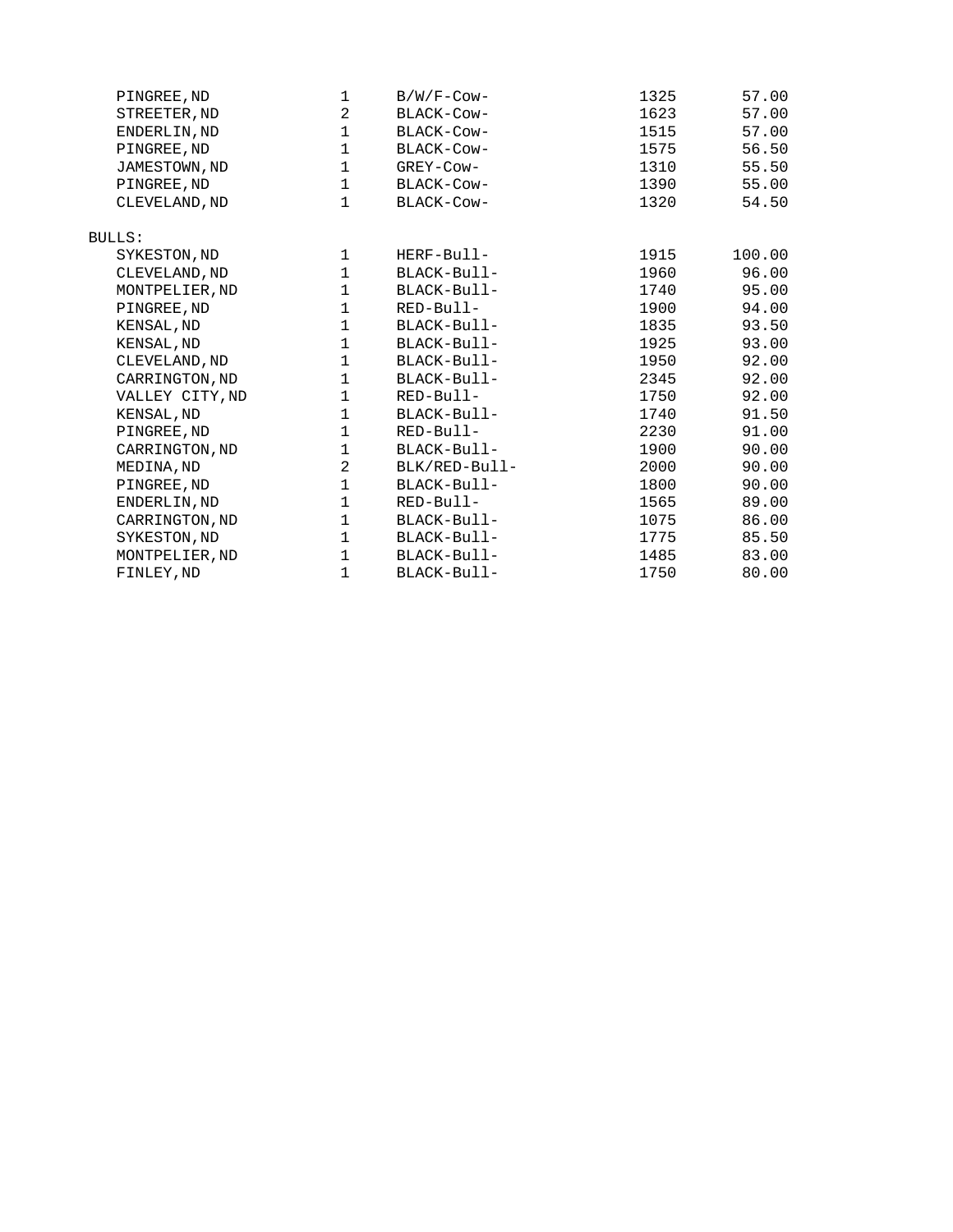| | | | | |
|---|---|---|---|---|
| PINGREE,ND | 1 | B/W/F-Cow- | 1325 | 57.00 |
| STREETER,ND | 2 | BLACK-Cow- | 1623 | 57.00 |
| ENDERLIN,ND | 1 | BLACK-Cow- | 1515 | 57.00 |
| PINGREE,ND | 1 | BLACK-Cow- | 1575 | 56.50 |
| JAMESTOWN,ND | 1 | GREY-Cow- | 1310 | 55.50 |
| PINGREE,ND | 1 | BLACK-Cow- | 1390 | 55.00 |
| CLEVELAND,ND | 1 | BLACK-Cow- | 1320 | 54.50 |

BULLS:

| | | | | |
|---|---|---|---|---|
| SYKESTON,ND | 1 | HERF-Bull- | 1915 | 100.00 |
| CLEVELAND,ND | 1 | BLACK-Bull- | 1960 | 96.00 |
| MONTPELIER,ND | 1 | BLACK-Bull- | 1740 | 95.00 |
| PINGREE,ND | 1 | RED-Bull- | 1900 | 94.00 |
| KENSAL,ND | 1 | BLACK-Bull- | 1835 | 93.50 |
| KENSAL,ND | 1 | BLACK-Bull- | 1925 | 93.00 |
| CLEVELAND,ND | 1 | BLACK-Bull- | 1950 | 92.00 |
| CARRINGTON,ND | 1 | BLACK-Bull- | 2345 | 92.00 |
| VALLEY CITY,ND | 1 | RED-Bull- | 1750 | 92.00 |
| KENSAL,ND | 1 | BLACK-Bull- | 1740 | 91.50 |
| PINGREE,ND | 1 | RED-Bull- | 2230 | 91.00 |
| CARRINGTON,ND | 1 | BLACK-Bull- | 1900 | 90.00 |
| MEDINA,ND | 2 | BLK/RED-Bull- | 2000 | 90.00 |
| PINGREE,ND | 1 | BLACK-Bull- | 1800 | 90.00 |
| ENDERLIN,ND | 1 | RED-Bull- | 1565 | 89.00 |
| CARRINGTON,ND | 1 | BLACK-Bull- | 1075 | 86.00 |
| SYKESTON,ND | 1 | BLACK-Bull- | 1775 | 85.50 |
| MONTPELIER,ND | 1 | BLACK-Bull- | 1485 | 83.00 |
| FINLEY,ND | 1 | BLACK-Bull- | 1750 | 80.00 |